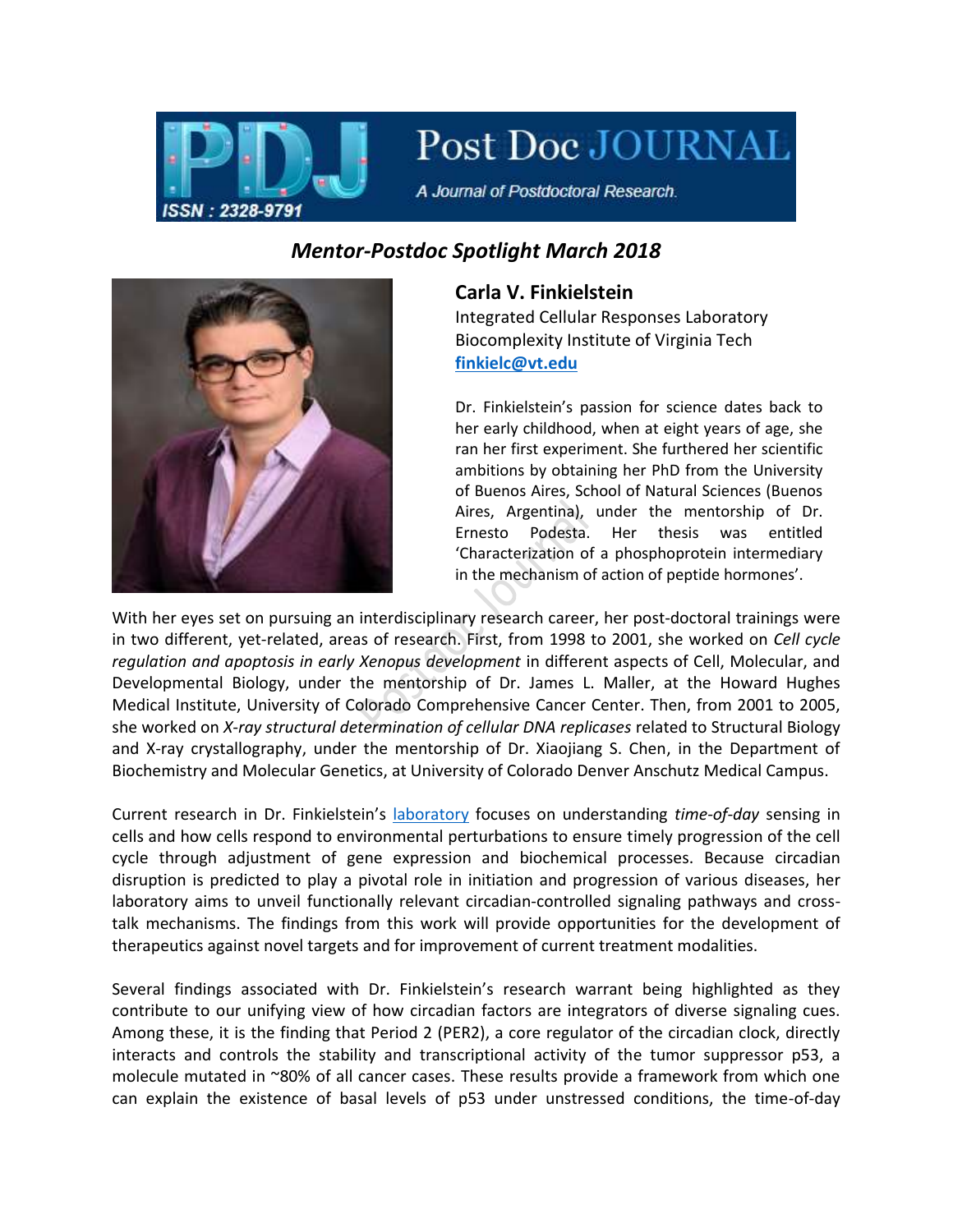## Mentor-Postdoc Spotlight March 2018

### Carla V. Finkielstein

Integrated Cellular Responses Laboratory
Biocomplexity Institute of Virginia Tech
finkielc@vt.edu

Dr. Finkielstein's passion for science dates back to her early childhood, when at eight years of age, she ran her first experiment. She furthered her scientific ambitions by obtaining her PhD from the University of Buenos Aires, School of Natural Sciences (Buenos Aires, Argentina), under the mentorship of Dr. Ernesto Podesta. Her thesis was entitled 'Characterization of a phosphoprotein intermediary in the mechanism of action of peptide hormones'.

With her eyes set on pursuing an interdisciplinary research career, her post-doctoral trainings were in two different, yet-related, areas of research. First, from 1998 to 2001, she worked on *Cell cycle regulation and apoptosis in early Xenopus development* in different aspects of Cell, Molecular, and Developmental Biology, under the mentorship of Dr. James L. Maller, at the Howard Hughes Medical Institute, University of Colorado Comprehensive Cancer Center. Then, from 2001 to 2005, she worked on *X-ray structural determination of cellular DNA replicases* related to Structural Biology and X-ray crystallography, under the mentorship of Dr. Xiaojiang S. Chen, in the Department of Biochemistry and Molecular Genetics, at University of Colorado Denver Anschutz Medical Campus.

Current research in Dr. Finkielstein's laboratory focuses on understanding *time-of-day* sensing in cells and how cells respond to environmental perturbations to ensure timely progression of the cell cycle through adjustment of gene expression and biochemical processes. Because circadian disruption is predicted to play a pivotal role in initiation and progression of various diseases, her laboratory aims to unveil functionally relevant circadian-controlled signaling pathways and cross-talk mechanisms. The findings from this work will provide opportunities for the development of therapeutics against novel targets and for improvement of current treatment modalities.

Several findings associated with Dr. Finkielstein's research warrant being highlighted as they contribute to our unifying view of how circadian factors are integrators of diverse signaling cues. Among these, it is the finding that Period 2 (PER2), a core regulator of the circadian clock, directly interacts and controls the stability and transcriptional activity of the tumor suppressor p53, a molecule mutated in ~80% of all cancer cases. These results provide a framework from which one can explain the existence of basal levels of p53 under unstressed conditions, the time-of-day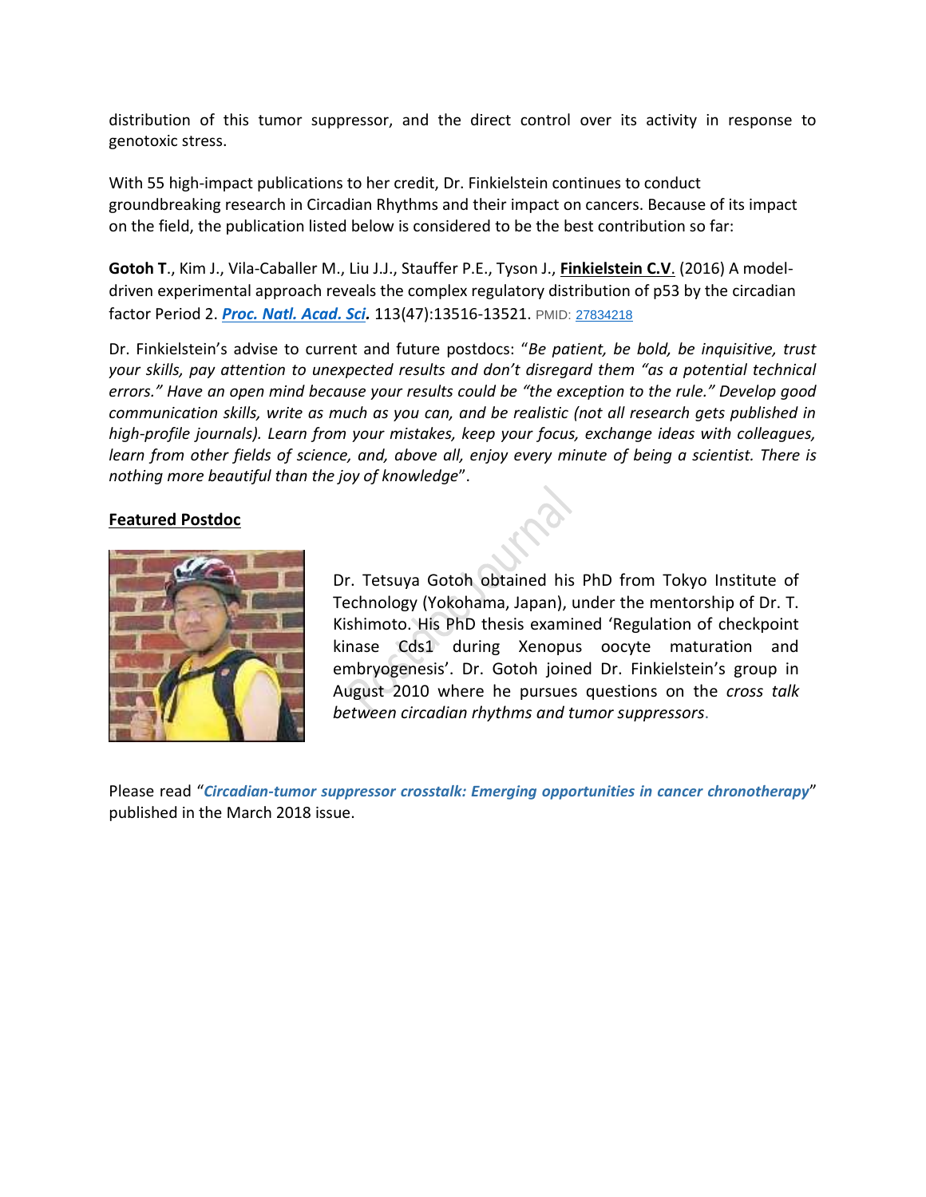distribution of this tumor suppressor, and the direct control over its activity in response to genotoxic stress.

With 55 high-impact publications to her credit, Dr. Finkielstein continues to conduct groundbreaking research in Circadian Rhythms and their impact on cancers. Because of its impact on the field, the publication listed below is considered to be the best contribution so far:

**Gotoh T**., Kim J., Vila-Caballer M., Liu J.J., Stauffer P.E., Tyson J., **Finkielstein C.V**. (2016) A model-driven experimental approach reveals the complex regulatory distribution of p53 by the circadian factor Period 2. ***Proc. Natl. Acad. Sci.*** 113(47):13516-13521. PMID: 27834218

Dr. Finkielstein's advise to current and future postdocs: "*Be patient, be bold, be inquisitive, trust your skills, pay attention to unexpected results and don't disregard them "as a potential technical errors." Have an open mind because your results could be "the exception to the rule." Develop good communication skills, write as much as you can, and be realistic (not all research gets published in high-profile journals). Learn from your mistakes, keep your focus, exchange ideas with colleagues, learn from other fields of science, and, above all, enjoy every minute of being a scientist. There is nothing more beautiful than the joy of knowledge*".

## Featured Postdoc

Dr. Tetsuya Gotoh obtained his PhD from Tokyo Institute of Technology (Yokohama, Japan), under the mentorship of Dr. T. Kishimoto. His PhD thesis examined 'Regulation of checkpoint kinase Cds1 during Xenopus oocyte maturation and embryogenesis'. Dr. Gotoh joined Dr. Finkielstein's group in August 2010 where he pursues questions on the *cross talk between circadian rhythms and tumor suppressors*.

Please read "***Circadian-tumor suppressor crosstalk: Emerging opportunities in cancer chronotherapy***" published in the March 2018 issue.